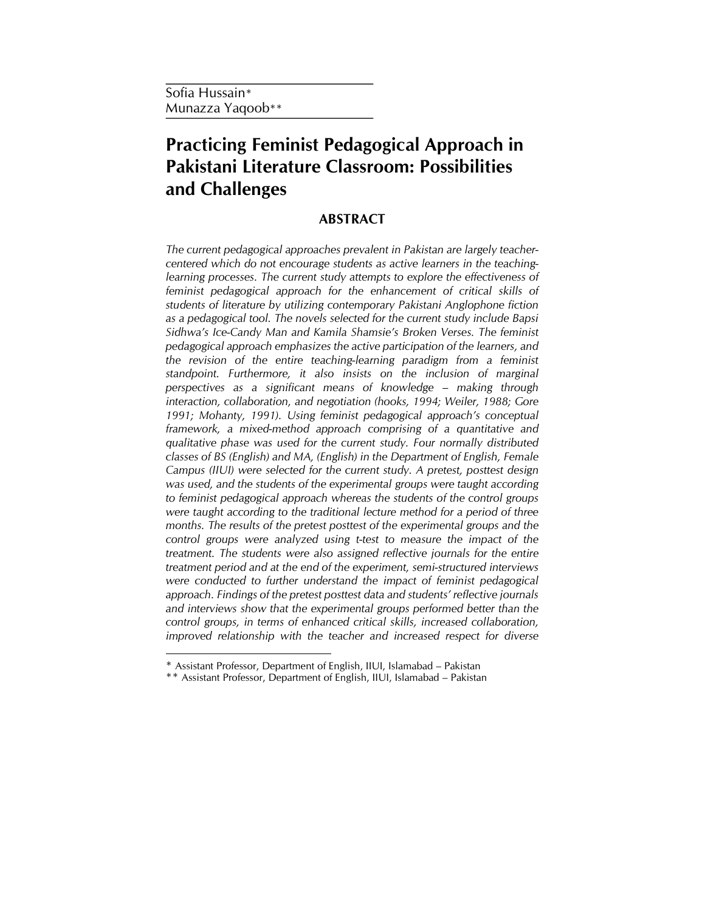Sofia Hussain[*]
Munazza Yaqoob[**]

# Practicing Feminist Pedagogical Approach in Pakistani Literature Classroom: Possibilities and Challenges

## ABSTRACT

*The current pedagogical approaches prevalent in Pakistan are largely teacher-centered which do not encourage students as active learners in the teaching-learning processes. The current study attempts to explore the effectiveness of feminist pedagogical approach for the enhancement of critical skills of students of literature by utilizing contemporary Pakistani Anglophone fiction as a pedagogical tool. The novels selected for the current study include Bapsi Sidhwa's Ice-Candy Man and Kamila Shamsie's Broken Verses. The feminist pedagogical approach emphasizes the active participation of the learners, and the revision of the entire teaching-learning paradigm from a feminist standpoint. Furthermore, it also insists on the inclusion of marginal perspectives as a significant means of knowledge – making through interaction, collaboration, and negotiation (hooks, 1994; Weiler, 1988; Gore 1991; Mohanty, 1991). Using feminist pedagogical approach's conceptual framework, a mixed-method approach comprising of a quantitative and qualitative phase was used for the current study. Four normally distributed classes of BS (English) and MA, (English) in the Department of English, Female Campus (IIUI) were selected for the current study. A pretest, posttest design was used, and the students of the experimental groups were taught according to feminist pedagogical approach whereas the students of the control groups were taught according to the traditional lecture method for a period of three months. The results of the pretest posttest of the experimental groups and the control groups were analyzed using t-test to measure the impact of the treatment. The students were also assigned reflective journals for the entire treatment period and at the end of the experiment, semi-structured interviews were conducted to further understand the impact of feminist pedagogical approach. Findings of the pretest posttest data and students' reflective journals and interviews show that the experimental groups performed better than the control groups, in terms of enhanced critical skills, increased collaboration, improved relationship with the teacher and increased respect for diverse*

---

[*] Assistant Professor, Department of English, IIUI, Islamabad – Pakistan
[**] Assistant Professor, Department of English, IIUI, Islamabad – Pakistan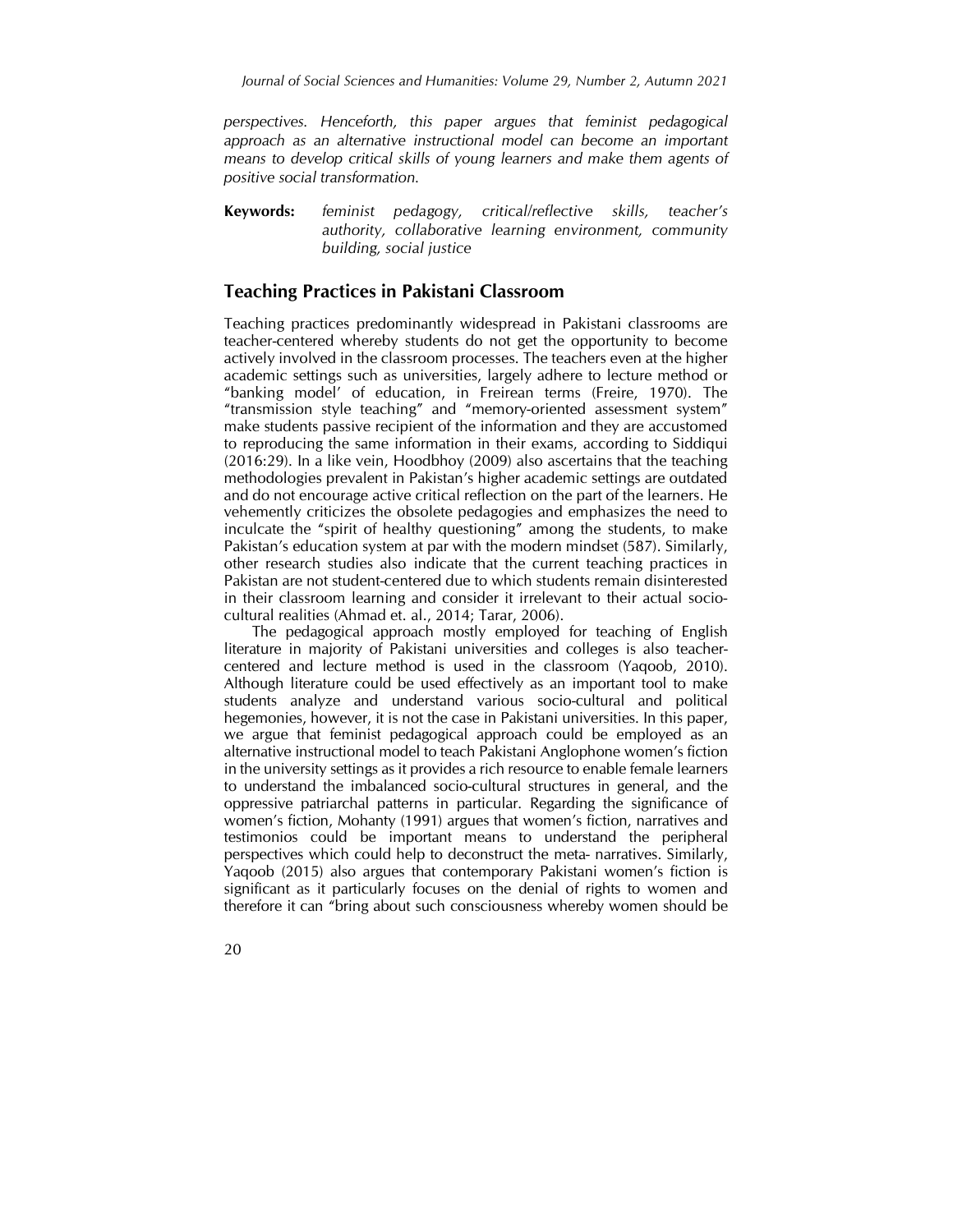*perspectives. Henceforth, this paper argues that feminist pedagogical approach as an alternative instructional model can become an important means to develop critical skills of young learners and make them agents of positive social transformation.*

**Keywords:** *feminist pedagogy, critical/reflective skills, teacher's authority, collaborative learning environment, community building, social justice*

## Teaching Practices in Pakistani Classroom

Teaching practices predominantly widespread in Pakistani classrooms are teacher-centered whereby students do not get the opportunity to become actively involved in the classroom processes. The teachers even at the higher academic settings such as universities, largely adhere to lecture method or "banking model' of education, in Freirean terms (Freire, 1970). The "transmission style teaching" and "memory-oriented assessment system" make students passive recipient of the information and they are accustomed to reproducing the same information in their exams, according to Siddiqui (2016:29). In a like vein, Hoodbhoy (2009) also ascertains that the teaching methodologies prevalent in Pakistan's higher academic settings are outdated and do not encourage active critical reflection on the part of the learners. He vehemently criticizes the obsolete pedagogies and emphasizes the need to inculcate the "spirit of healthy questioning" among the students, to make Pakistan's education system at par with the modern mindset (587). Similarly, other research studies also indicate that the current teaching practices in Pakistan are not student-centered due to which students remain disinterested in their classroom learning and consider it irrelevant to their actual socio-cultural realities (Ahmad et. al., 2014; Tarar, 2006).

The pedagogical approach mostly employed for teaching of English literature in majority of Pakistani universities and colleges is also teacher-centered and lecture method is used in the classroom (Yaqoob, 2010). Although literature could be used effectively as an important tool to make students analyze and understand various socio-cultural and political hegemonies, however, it is not the case in Pakistani universities. In this paper, we argue that feminist pedagogical approach could be employed as an alternative instructional model to teach Pakistani Anglophone women's fiction in the university settings as it provides a rich resource to enable female learners to understand the imbalanced socio-cultural structures in general, and the oppressive patriarchal patterns in particular. Regarding the significance of women's fiction, Mohanty (1991) argues that women's fiction, narratives and testimonios could be important means to understand the peripheral perspectives which could help to deconstruct the meta- narratives. Similarly, Yaqoob (2015) also argues that contemporary Pakistani women's fiction is significant as it particularly focuses on the denial of rights to women and therefore it can "bring about such consciousness whereby women should be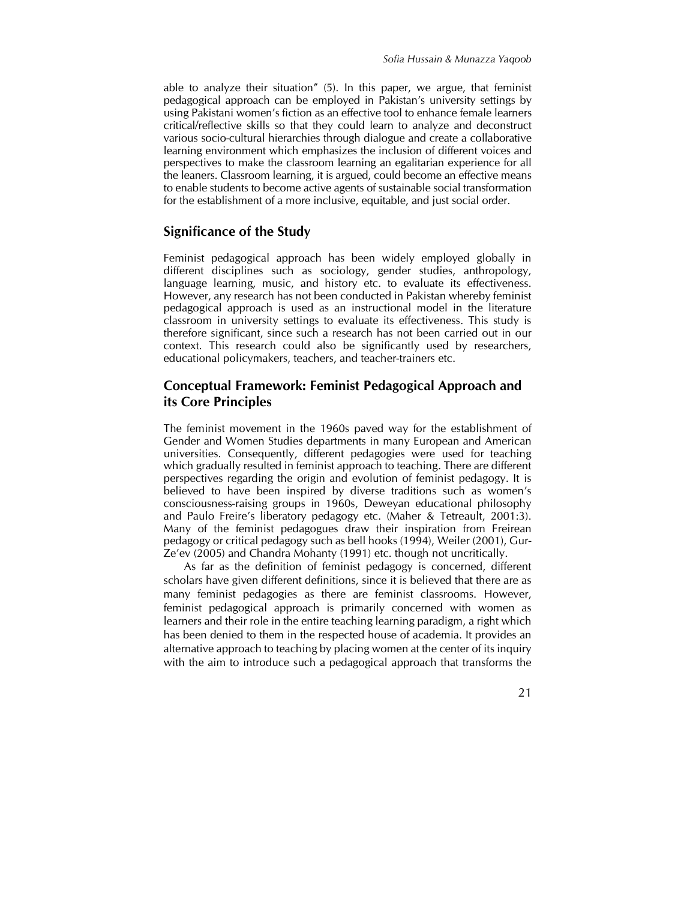able to analyze their situation" (5). In this paper, we argue, that feminist pedagogical approach can be employed in Pakistan's university settings by using Pakistani women's fiction as an effective tool to enhance female learners critical/reflective skills so that they could learn to analyze and deconstruct various socio-cultural hierarchies through dialogue and create a collaborative learning environment which emphasizes the inclusion of different voices and perspectives to make the classroom learning an egalitarian experience for all the leaners. Classroom learning, it is argued, could become an effective means to enable students to become active agents of sustainable social transformation for the establishment of a more inclusive, equitable, and just social order.

## Significance of the Study

Feminist pedagogical approach has been widely employed globally in different disciplines such as sociology, gender studies, anthropology, language learning, music, and history etc. to evaluate its effectiveness. However, any research has not been conducted in Pakistan whereby feminist pedagogical approach is used as an instructional model in the literature classroom in university settings to evaluate its effectiveness. This study is therefore significant, since such a research has not been carried out in our context. This research could also be significantly used by researchers, educational policymakers, teachers, and teacher-trainers etc.

## Conceptual Framework: Feminist Pedagogical Approach and its Core Principles

The feminist movement in the 1960s paved way for the establishment of Gender and Women Studies departments in many European and American universities. Consequently, different pedagogies were used for teaching which gradually resulted in feminist approach to teaching. There are different perspectives regarding the origin and evolution of feminist pedagogy. It is believed to have been inspired by diverse traditions such as women's consciousness-raising groups in 1960s, Deweyan educational philosophy and Paulo Freire's liberatory pedagogy etc. (Maher & Tetreault, 2001:3). Many of the feminist pedagogues draw their inspiration from Freirean pedagogy or critical pedagogy such as bell hooks (1994), Weiler (2001), Gur-Ze'ev (2005) and Chandra Mohanty (1991) etc. though not uncritically.

As far as the definition of feminist pedagogy is concerned, different scholars have given different definitions, since it is believed that there are as many feminist pedagogies as there are feminist classrooms. However, feminist pedagogical approach is primarily concerned with women as learners and their role in the entire teaching learning paradigm, a right which has been denied to them in the respected house of academia. It provides an alternative approach to teaching by placing women at the center of its inquiry with the aim to introduce such a pedagogical approach that transforms the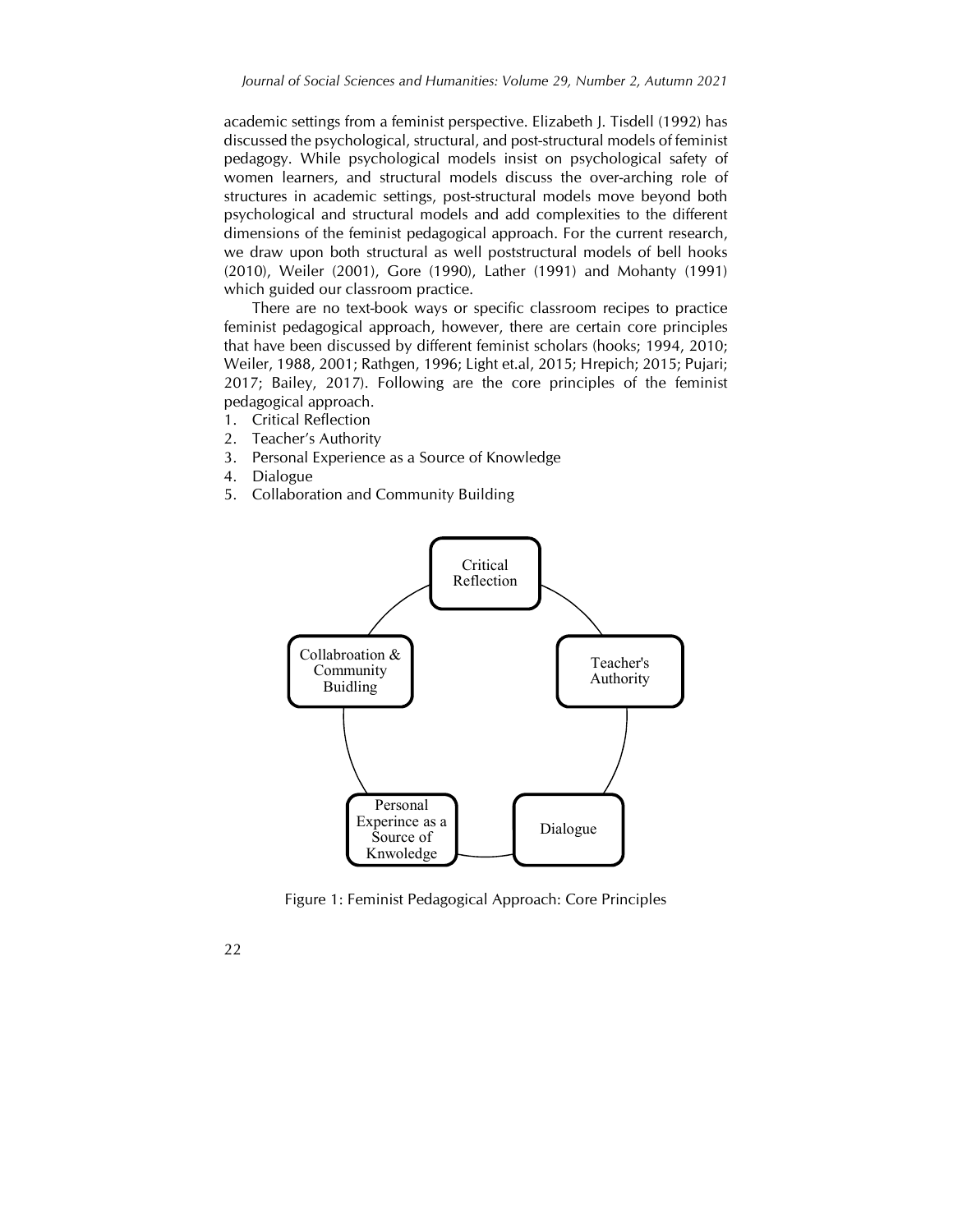academic settings from a feminist perspective. Elizabeth J. Tisdell (1992) has discussed the psychological, structural, and post-structural models of feminist pedagogy. While psychological models insist on psychological safety of women learners, and structural models discuss the over-arching role of structures in academic settings, post-structural models move beyond both psychological and structural models and add complexities to the different dimensions of the feminist pedagogical approach. For the current research, we draw upon both structural as well poststructural models of bell hooks (2010), Weiler (2001), Gore (1990), Lather (1991) and Mohanty (1991) which guided our classroom practice.

There are no text-book ways or specific classroom recipes to practice feminist pedagogical approach, however, there are certain core principles that have been discussed by different feminist scholars (hooks; 1994, 2010; Weiler, 1988, 2001; Rathgen, 1996; Light et.al, 2015; Hrepich; 2015; Pujari; 2017; Bailey, 2017). Following are the core principles of the feminist pedagogical approach.

1. Critical Reflection
2. Teacher's Authority
3. Personal Experience as a Source of Knowledge
4. Dialogue
5. Collaboration and Community Building

Critical Reflection

Teacher's Authority

Dialogue

Personal Experince as a Source of Knwoledge

Collabroation & Community Buidling

Figure 1: Feminist Pedagogical Approach: Core Principles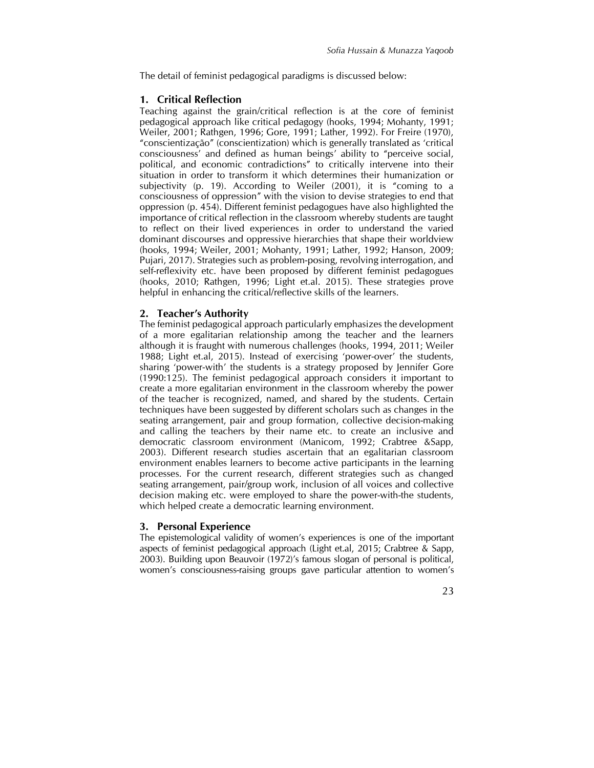The detail of feminist pedagogical paradigms is discussed below:

## 1. Critical Reflection

Teaching against the grain/critical reflection is at the core of feminist pedagogical approach like critical pedagogy (hooks, 1994; Mohanty, 1991; Weiler, 2001; Rathgen, 1996; Gore, 1991; Lather, 1992). For Freire (1970), "conscientização" (conscientization) which is generally translated as 'critical consciousness' and defined as human beings' ability to "perceive social, political, and economic contradictions" to critically intervene into their situation in order to transform it which determines their humanization or subjectivity (p. 19). According to Weiler (2001), it is "coming to a consciousness of oppression" with the vision to devise strategies to end that oppression (p. 454). Different feminist pedagogues have also highlighted the importance of critical reflection in the classroom whereby students are taught to reflect on their lived experiences in order to understand the varied dominant discourses and oppressive hierarchies that shape their worldview (hooks, 1994; Weiler, 2001; Mohanty, 1991; Lather, 1992; Hanson, 2009; Pujari, 2017). Strategies such as problem-posing, revolving interrogation, and self-reflexivity etc. have been proposed by different feminist pedagogues (hooks, 2010; Rathgen, 1996; Light et.al. 2015). These strategies prove helpful in enhancing the critical/reflective skills of the learners.

## 2. Teacher's Authority

The feminist pedagogical approach particularly emphasizes the development of a more egalitarian relationship among the teacher and the learners although it is fraught with numerous challenges (hooks, 1994, 2011; Weiler 1988; Light et.al, 2015). Instead of exercising 'power-over' the students, sharing 'power-with' the students is a strategy proposed by Jennifer Gore (1990:125). The feminist pedagogical approach considers it important to create a more egalitarian environment in the classroom whereby the power of the teacher is recognized, named, and shared by the students. Certain techniques have been suggested by different scholars such as changes in the seating arrangement, pair and group formation, collective decision-making and calling the teachers by their name etc. to create an inclusive and democratic classroom environment (Manicom, 1992; Crabtree &Sapp, 2003). Different research studies ascertain that an egalitarian classroom environment enables learners to become active participants in the learning processes. For the current research, different strategies such as changed seating arrangement, pair/group work, inclusion of all voices and collective decision making etc. were employed to share the power-with-the students, which helped create a democratic learning environment.

## 3. Personal Experience

The epistemological validity of women's experiences is one of the important aspects of feminist pedagogical approach (Light et.al, 2015; Crabtree & Sapp, 2003). Building upon Beauvoir (1972)'s famous slogan of personal is political, women's consciousness-raising groups gave particular attention to women's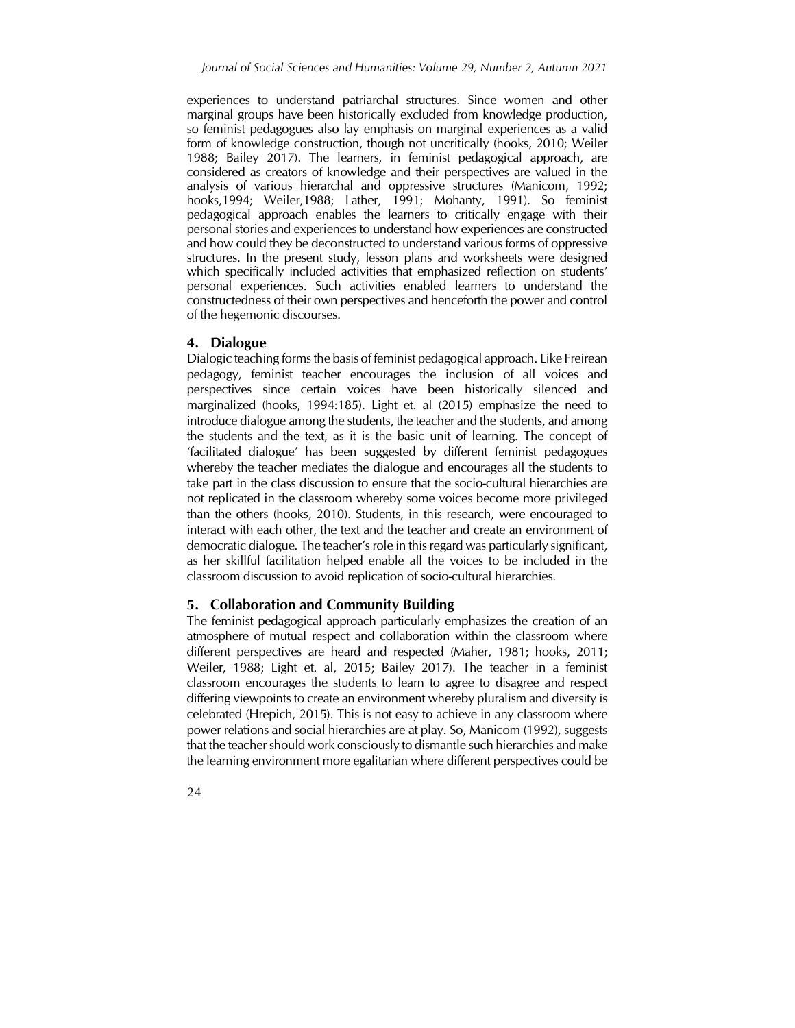experiences to understand patriarchal structures. Since women and other marginal groups have been historically excluded from knowledge production, so feminist pedagogues also lay emphasis on marginal experiences as a valid form of knowledge construction, though not uncritically (hooks, 2010; Weiler 1988; Bailey 2017). The learners, in feminist pedagogical approach, are considered as creators of knowledge and their perspectives are valued in the analysis of various hierarchal and oppressive structures (Manicom, 1992; hooks,1994; Weiler,1988; Lather, 1991; Mohanty, 1991). So feminist pedagogical approach enables the learners to critically engage with their personal stories and experiences to understand how experiences are constructed and how could they be deconstructed to understand various forms of oppressive structures. In the present study, lesson plans and worksheets were designed which specifically included activities that emphasized reflection on students' personal experiences. Such activities enabled learners to understand the constructedness of their own perspectives and henceforth the power and control of the hegemonic discourses.

## 4. Dialogue

Dialogic teaching forms the basis of feminist pedagogical approach. Like Freirean pedagogy, feminist teacher encourages the inclusion of all voices and perspectives since certain voices have been historically silenced and marginalized (hooks, 1994:185). Light et. al (2015) emphasize the need to introduce dialogue among the students, the teacher and the students, and among the students and the text, as it is the basic unit of learning. The concept of 'facilitated dialogue' has been suggested by different feminist pedagogues whereby the teacher mediates the dialogue and encourages all the students to take part in the class discussion to ensure that the socio-cultural hierarchies are not replicated in the classroom whereby some voices become more privileged than the others (hooks, 2010). Students, in this research, were encouraged to interact with each other, the text and the teacher and create an environment of democratic dialogue. The teacher's role in this regard was particularly significant, as her skillful facilitation helped enable all the voices to be included in the classroom discussion to avoid replication of socio-cultural hierarchies.

## 5. Collaboration and Community Building

The feminist pedagogical approach particularly emphasizes the creation of an atmosphere of mutual respect and collaboration within the classroom where different perspectives are heard and respected (Maher, 1981; hooks, 2011; Weiler, 1988; Light et. al, 2015; Bailey 2017). The teacher in a feminist classroom encourages the students to learn to agree to disagree and respect differing viewpoints to create an environment whereby pluralism and diversity is celebrated (Hrepich, 2015). This is not easy to achieve in any classroom where power relations and social hierarchies are at play. So, Manicom (1992), suggests that the teacher should work consciously to dismantle such hierarchies and make the learning environment more egalitarian where different perspectives could be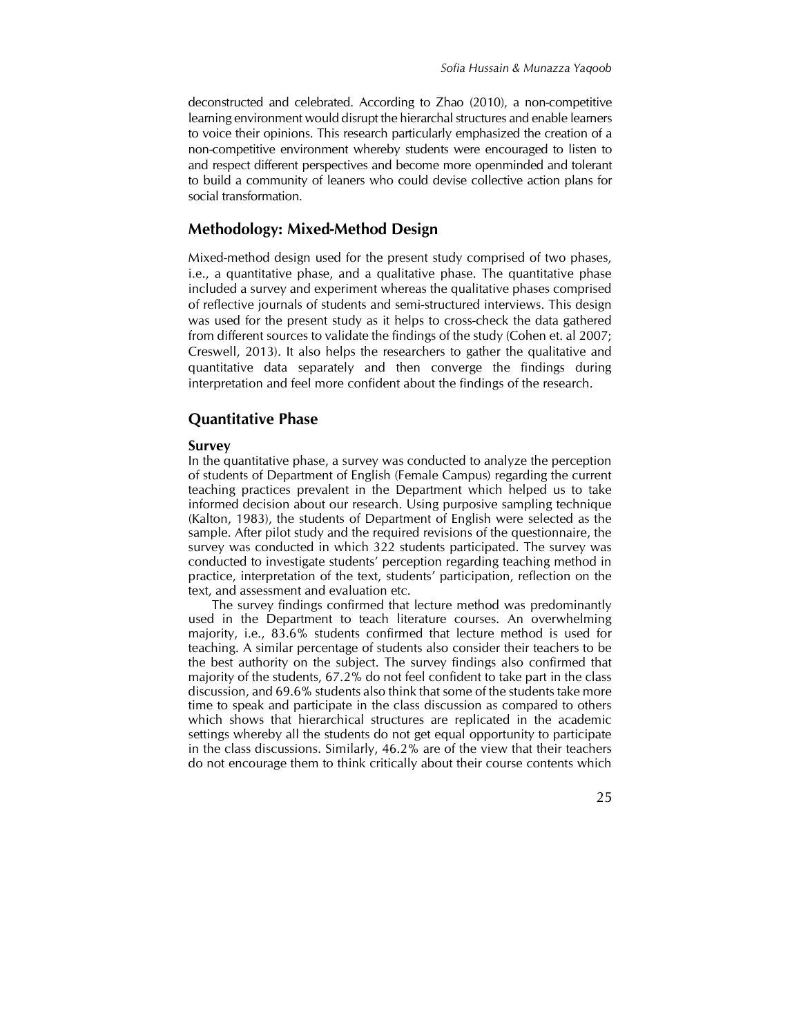deconstructed and celebrated. According to Zhao (2010), a non-competitive learning environment would disrupt the hierarchal structures and enable learners to voice their opinions. This research particularly emphasized the creation of a non-competitive environment whereby students were encouraged to listen to and respect different perspectives and become more openminded and tolerant to build a community of leaners who could devise collective action plans for social transformation.

## Methodology: Mixed-Method Design

Mixed-method design used for the present study comprised of two phases, i.e., a quantitative phase, and a qualitative phase. The quantitative phase included a survey and experiment whereas the qualitative phases comprised of reflective journals of students and semi-structured interviews. This design was used for the present study as it helps to cross-check the data gathered from different sources to validate the findings of the study (Cohen et. al 2007; Creswell, 2013). It also helps the researchers to gather the qualitative and quantitative data separately and then converge the findings during interpretation and feel more confident about the findings of the research.

## Quantitative Phase

### Survey

In the quantitative phase, a survey was conducted to analyze the perception of students of Department of English (Female Campus) regarding the current teaching practices prevalent in the Department which helped us to take informed decision about our research. Using purposive sampling technique (Kalton, 1983), the students of Department of English were selected as the sample. After pilot study and the required revisions of the questionnaire, the survey was conducted in which 322 students participated. The survey was conducted to investigate students' perception regarding teaching method in practice, interpretation of the text, students' participation, reflection on the text, and assessment and evaluation etc.

The survey findings confirmed that lecture method was predominantly used in the Department to teach literature courses. An overwhelming majority, i.e., 83.6% students confirmed that lecture method is used for teaching. A similar percentage of students also consider their teachers to be the best authority on the subject. The survey findings also confirmed that majority of the students, 67.2% do not feel confident to take part in the class discussion, and 69.6% students also think that some of the students take more time to speak and participate in the class discussion as compared to others which shows that hierarchical structures are replicated in the academic settings whereby all the students do not get equal opportunity to participate in the class discussions. Similarly, 46.2% are of the view that their teachers do not encourage them to think critically about their course contents which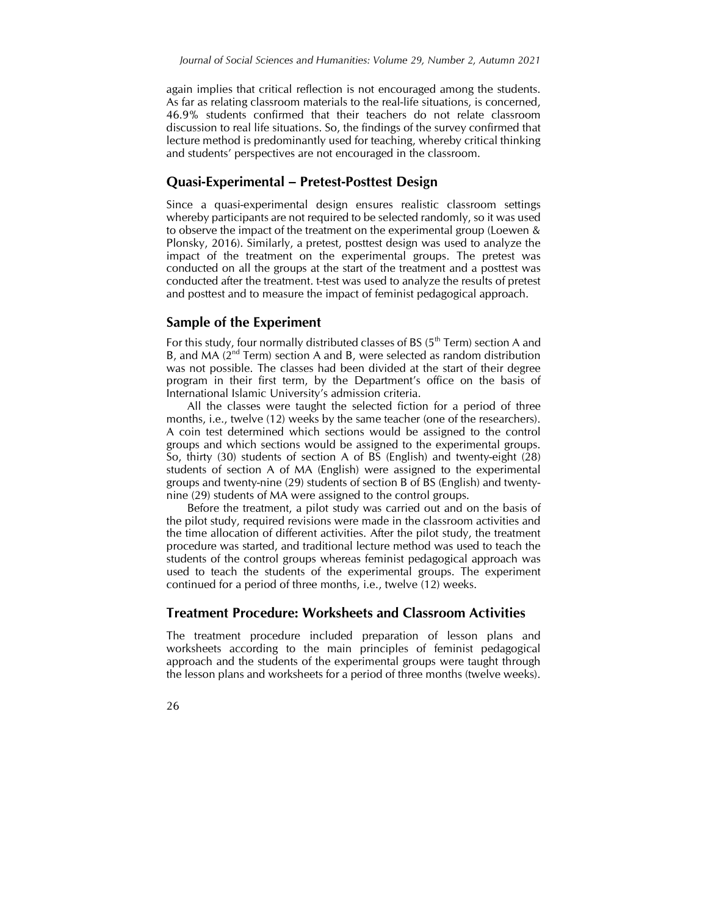again implies that critical reflection is not encouraged among the students. As far as relating classroom materials to the real-life situations, is concerned, 46.9% students confirmed that their teachers do not relate classroom discussion to real life situations. So, the findings of the survey confirmed that lecture method is predominantly used for teaching, whereby critical thinking and students' perspectives are not encouraged in the classroom.

## Quasi-Experimental – Pretest-Posttest Design

Since a quasi-experimental design ensures realistic classroom settings whereby participants are not required to be selected randomly, so it was used to observe the impact of the treatment on the experimental group (Loewen & Plonsky, 2016). Similarly, a pretest, posttest design was used to analyze the impact of the treatment on the experimental groups. The pretest was conducted on all the groups at the start of the treatment and a posttest was conducted after the treatment. t-test was used to analyze the results of pretest and posttest and to measure the impact of feminist pedagogical approach.

## Sample of the Experiment

For this study, four normally distributed classes of BS (5th Term) section A and B, and MA (2nd Term) section A and B, were selected as random distribution was not possible. The classes had been divided at the start of their degree program in their first term, by the Department's office on the basis of International Islamic University's admission criteria.

All the classes were taught the selected fiction for a period of three months, i.e., twelve (12) weeks by the same teacher (one of the researchers). A coin test determined which sections would be assigned to the control groups and which sections would be assigned to the experimental groups. So, thirty (30) students of section A of BS (English) and twenty-eight (28) students of section A of MA (English) were assigned to the experimental groups and twenty-nine (29) students of section B of BS (English) and twenty-nine (29) students of MA were assigned to the control groups.

Before the treatment, a pilot study was carried out and on the basis of the pilot study, required revisions were made in the classroom activities and the time allocation of different activities. After the pilot study, the treatment procedure was started, and traditional lecture method was used to teach the students of the control groups whereas feminist pedagogical approach was used to teach the students of the experimental groups. The experiment continued for a period of three months, i.e., twelve (12) weeks.

## Treatment Procedure: Worksheets and Classroom Activities

The treatment procedure included preparation of lesson plans and worksheets according to the main principles of feminist pedagogical approach and the students of the experimental groups were taught through the lesson plans and worksheets for a period of three months (twelve weeks).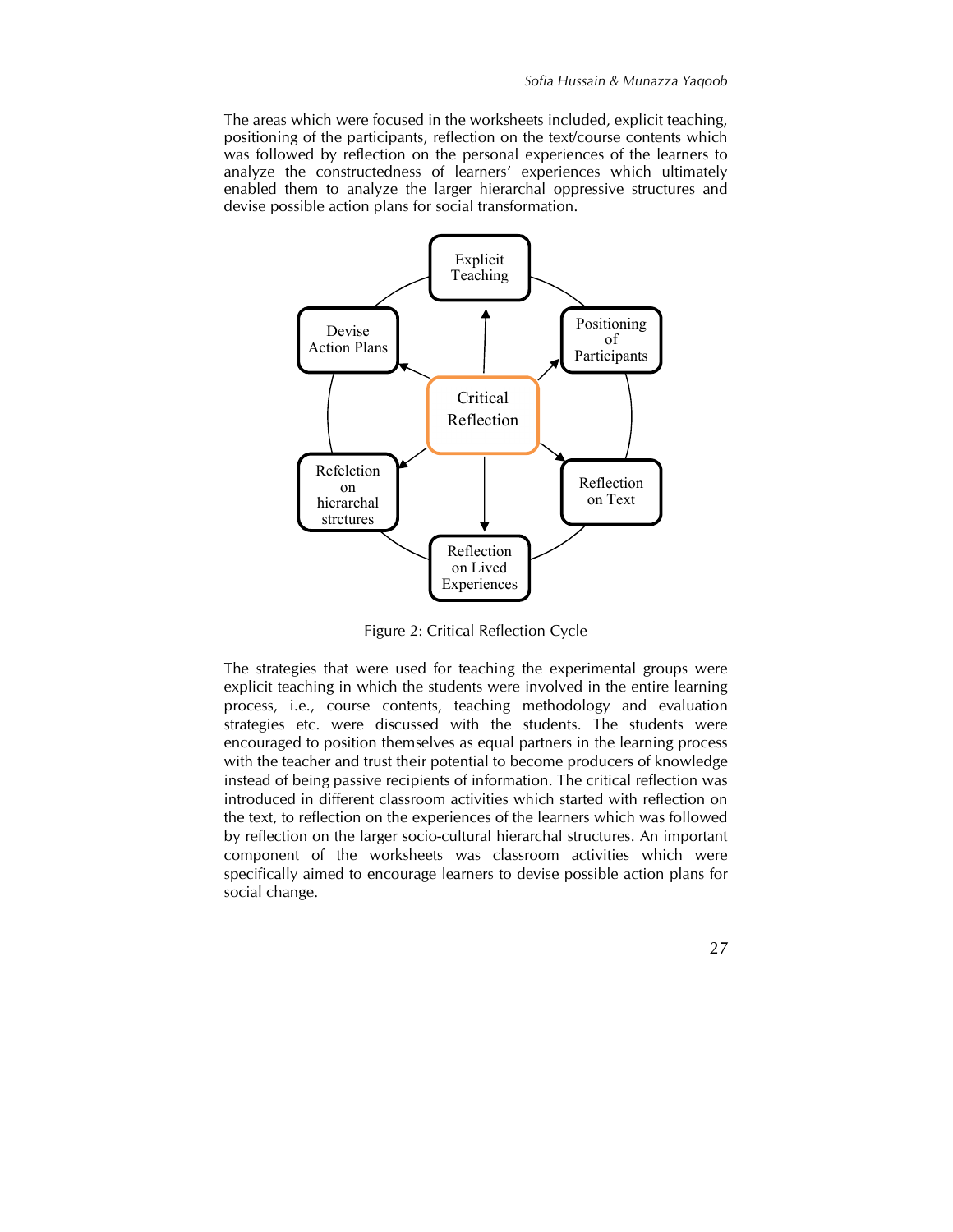The areas which were focused in the worksheets included, explicit teaching, positioning of the participants, reflection on the text/course contents which was followed by reflection on the personal experiences of the learners to analyze the constructedness of learners' experiences which ultimately enabled them to analyze the larger hierarchal oppressive structures and devise possible action plans for social transformation.

Figure 2: Critical Reflection Cycle

The strategies that were used for teaching the experimental groups were explicit teaching in which the students were involved in the entire learning process, i.e., course contents, teaching methodology and evaluation strategies etc. were discussed with the students. The students were encouraged to position themselves as equal partners in the learning process with the teacher and trust their potential to become producers of knowledge instead of being passive recipients of information. The critical reflection was introduced in different classroom activities which started with reflection on the text, to reflection on the experiences of the learners which was followed by reflection on the larger socio-cultural hierarchal structures. An important component of the worksheets was classroom activities which were specifically aimed to encourage learners to devise possible action plans for social change.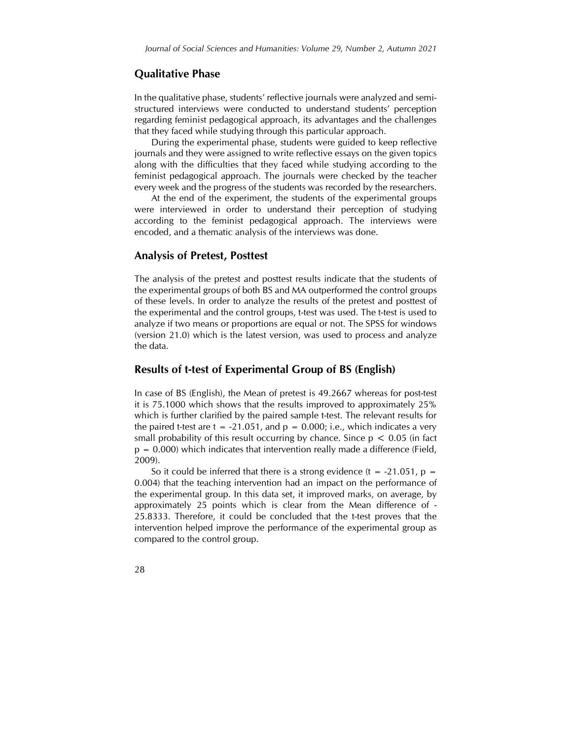## Qualitative Phase

In the qualitative phase, students' reflective journals were analyzed and semi-structured interviews were conducted to understand students' perception regarding feminist pedagogical approach, its advantages and the challenges that they faced while studying through this particular approach.

During the experimental phase, students were guided to keep reflective journals and they were assigned to write reflective essays on the given topics along with the difficulties that they faced while studying according to the feminist pedagogical approach. The journals were checked by the teacher every week and the progress of the students was recorded by the researchers.

At the end of the experiment, the students of the experimental groups were interviewed in order to understand their perception of studying according to the feminist pedagogical approach. The interviews were encoded, and a thematic analysis of the interviews was done.

## Analysis of Pretest, Posttest

The analysis of the pretest and posttest results indicate that the students of the experimental groups of both BS and MA outperformed the control groups of these levels. In order to analyze the results of the pretest and posttest of the experimental and the control groups, t-test was used. The t-test is used to analyze if two means or proportions are equal or not. The SPSS for windows (version 21.0) which is the latest version, was used to process and analyze the data.

## Results of t-test of Experimental Group of BS (English)

In case of BS (English), the Mean of pretest is 49.2667 whereas for post-test it is 75.1000 which shows that the results improved to approximately 25% which is further clarified by the paired sample t-test. The relevant results for the paired t-test are $t = -21.051$, and $p = 0.000$; i.e., which indicates a very small probability of this result occurring by chance. Since $p < 0.05$ (in fact $p = 0.000$) which indicates that intervention really made a difference (Field, 2009).

So it could be inferred that there is a strong evidence ($t = -21.051$, $p = 0.004$) that the teaching intervention had an impact on the performance of the experimental group. In this data set, it improved marks, on average, by approximately 25 points which is clear from the Mean difference of -25.8333. Therefore, it could be concluded that the t-test proves that the intervention helped improve the performance of the experimental group as compared to the control group.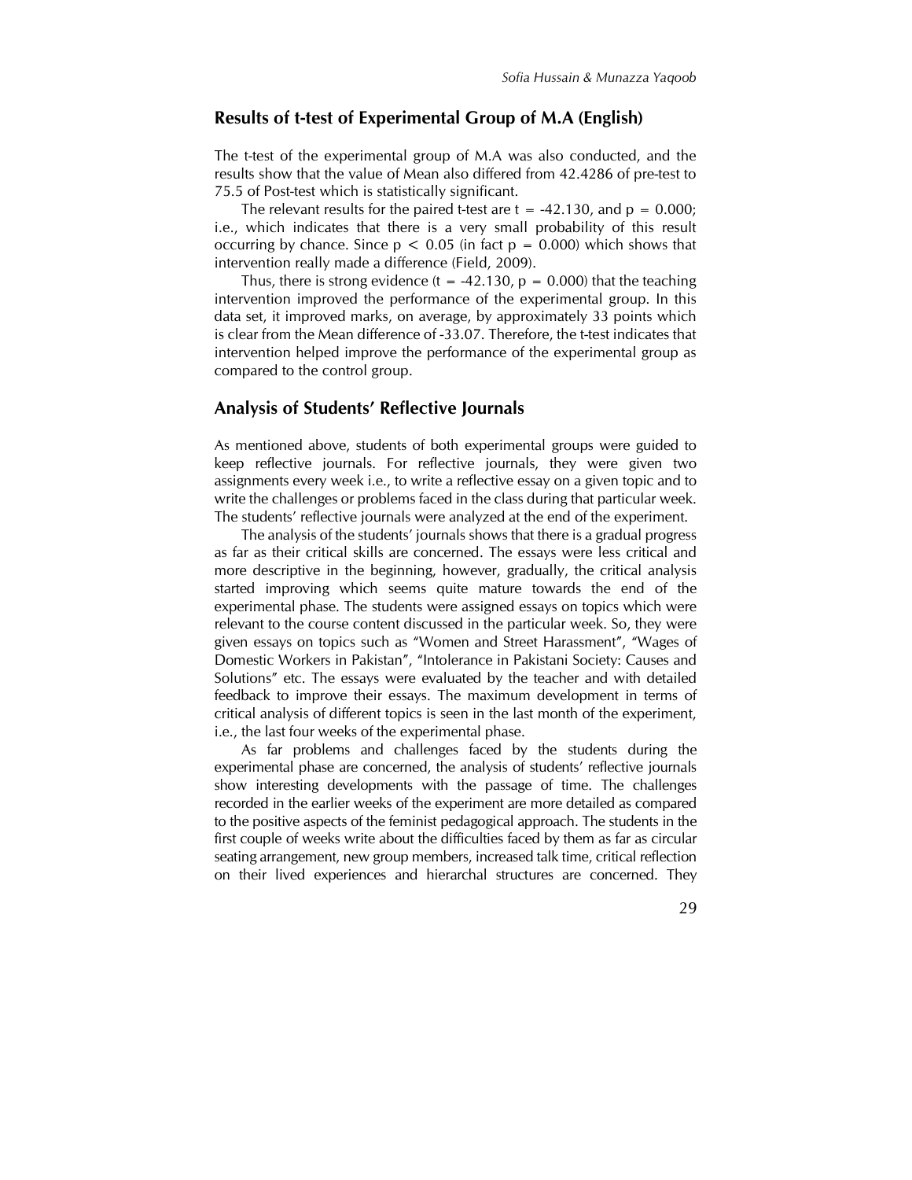## Results of t-test of Experimental Group of M.A (English)

The t-test of the experimental group of M.A was also conducted, and the results show that the value of Mean also differed from 42.4286 of pre-test to 75.5 of Post-test which is statistically significant.

The relevant results for the paired t-test are $t = -42.130$, and $p = 0.000$; i.e., which indicates that there is a very small probability of this result occurring by chance. Since $p < 0.05$ (in fact $p = 0.000$) which shows that intervention really made a difference (Field, 2009).

Thus, there is strong evidence ($t = -42.130$, $p = 0.000$) that the teaching intervention improved the performance of the experimental group. In this data set, it improved marks, on average, by approximately 33 points which is clear from the Mean difference of -33.07. Therefore, the t-test indicates that intervention helped improve the performance of the experimental group as compared to the control group.

## Analysis of Students' Reflective Journals

As mentioned above, students of both experimental groups were guided to keep reflective journals. For reflective journals, they were given two assignments every week i.e., to write a reflective essay on a given topic and to write the challenges or problems faced in the class during that particular week. The students' reflective journals were analyzed at the end of the experiment.

The analysis of the students' journals shows that there is a gradual progress as far as their critical skills are concerned. The essays were less critical and more descriptive in the beginning, however, gradually, the critical analysis started improving which seems quite mature towards the end of the experimental phase. The students were assigned essays on topics which were relevant to the course content discussed in the particular week. So, they were given essays on topics such as "Women and Street Harassment", "Wages of Domestic Workers in Pakistan", "Intolerance in Pakistani Society: Causes and Solutions" etc. The essays were evaluated by the teacher and with detailed feedback to improve their essays. The maximum development in terms of critical analysis of different topics is seen in the last month of the experiment, i.e., the last four weeks of the experimental phase.

As far problems and challenges faced by the students during the experimental phase are concerned, the analysis of students' reflective journals show interesting developments with the passage of time. The challenges recorded in the earlier weeks of the experiment are more detailed as compared to the positive aspects of the feminist pedagogical approach. The students in the first couple of weeks write about the difficulties faced by them as far as circular seating arrangement, new group members, increased talk time, critical reflection on their lived experiences and hierarchal structures are concerned. They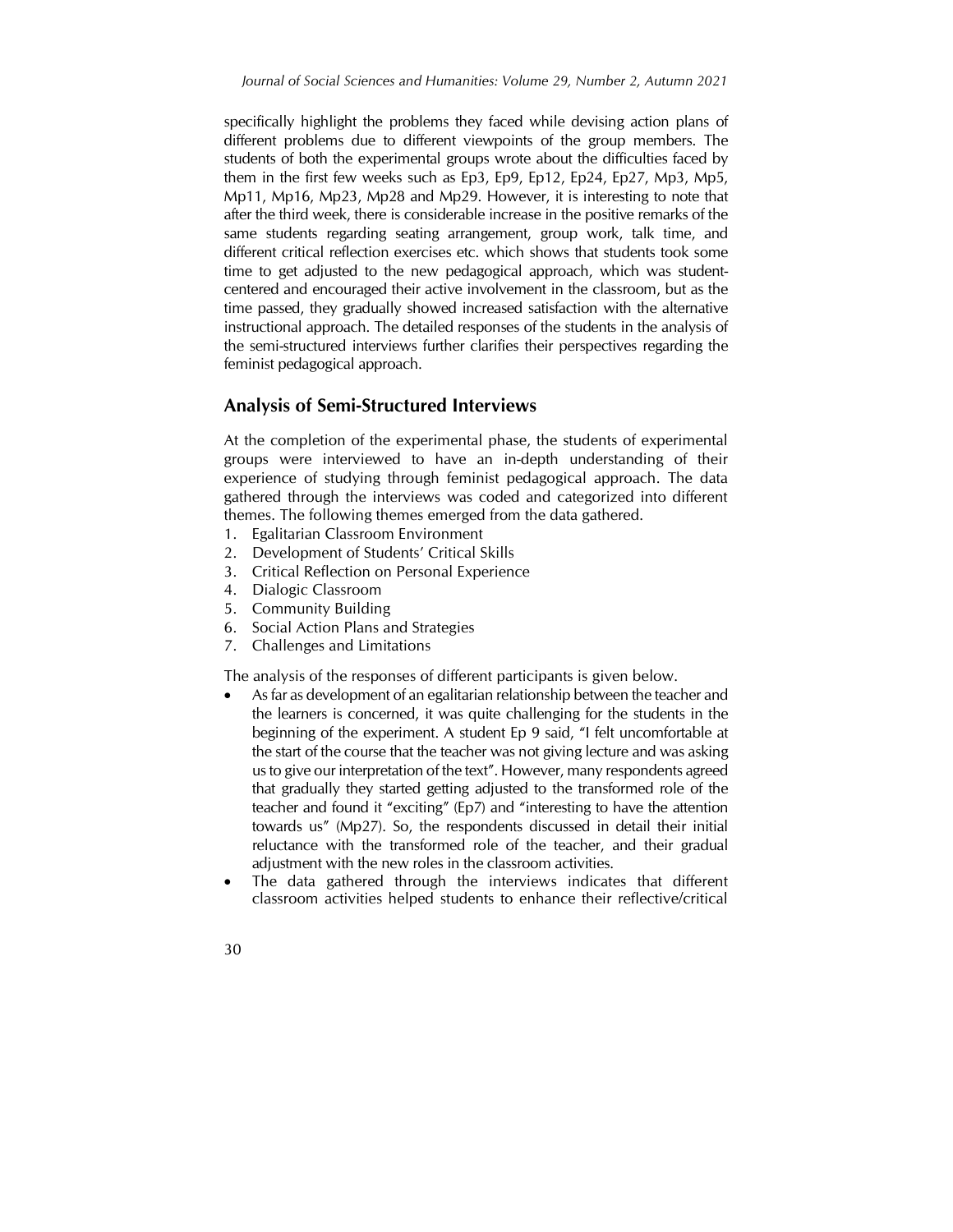specifically highlight the problems they faced while devising action plans of different problems due to different viewpoints of the group members. The students of both the experimental groups wrote about the difficulties faced by them in the first few weeks such as Ep3, Ep9, Ep12, Ep24, Ep27, Mp3, Mp5, Mp11, Mp16, Mp23, Mp28 and Mp29. However, it is interesting to note that after the third week, there is considerable increase in the positive remarks of the same students regarding seating arrangement, group work, talk time, and different critical reflection exercises etc. which shows that students took some time to get adjusted to the new pedagogical approach, which was student-centered and encouraged their active involvement in the classroom, but as the time passed, they gradually showed increased satisfaction with the alternative instructional approach. The detailed responses of the students in the analysis of the semi-structured interviews further clarifies their perspectives regarding the feminist pedagogical approach.

## Analysis of Semi-Structured Interviews

At the completion of the experimental phase, the students of experimental groups were interviewed to have an in-depth understanding of their experience of studying through feminist pedagogical approach. The data gathered through the interviews was coded and categorized into different themes. The following themes emerged from the data gathered.

1. Egalitarian Classroom Environment
2. Development of Students' Critical Skills
3. Critical Reflection on Personal Experience
4. Dialogic Classroom
5. Community Building
6. Social Action Plans and Strategies
7. Challenges and Limitations

The analysis of the responses of different participants is given below.

- As far as development of an egalitarian relationship between the teacher and the learners is concerned, it was quite challenging for the students in the beginning of the experiment. A student Ep 9 said, "I felt uncomfortable at the start of the course that the teacher was not giving lecture and was asking us to give our interpretation of the text". However, many respondents agreed that gradually they started getting adjusted to the transformed role of the teacher and found it "exciting" (Ep7) and "interesting to have the attention towards us" (Mp27). So, the respondents discussed in detail their initial reluctance with the transformed role of the teacher, and their gradual adjustment with the new roles in the classroom activities.
- The data gathered through the interviews indicates that different classroom activities helped students to enhance their reflective/critical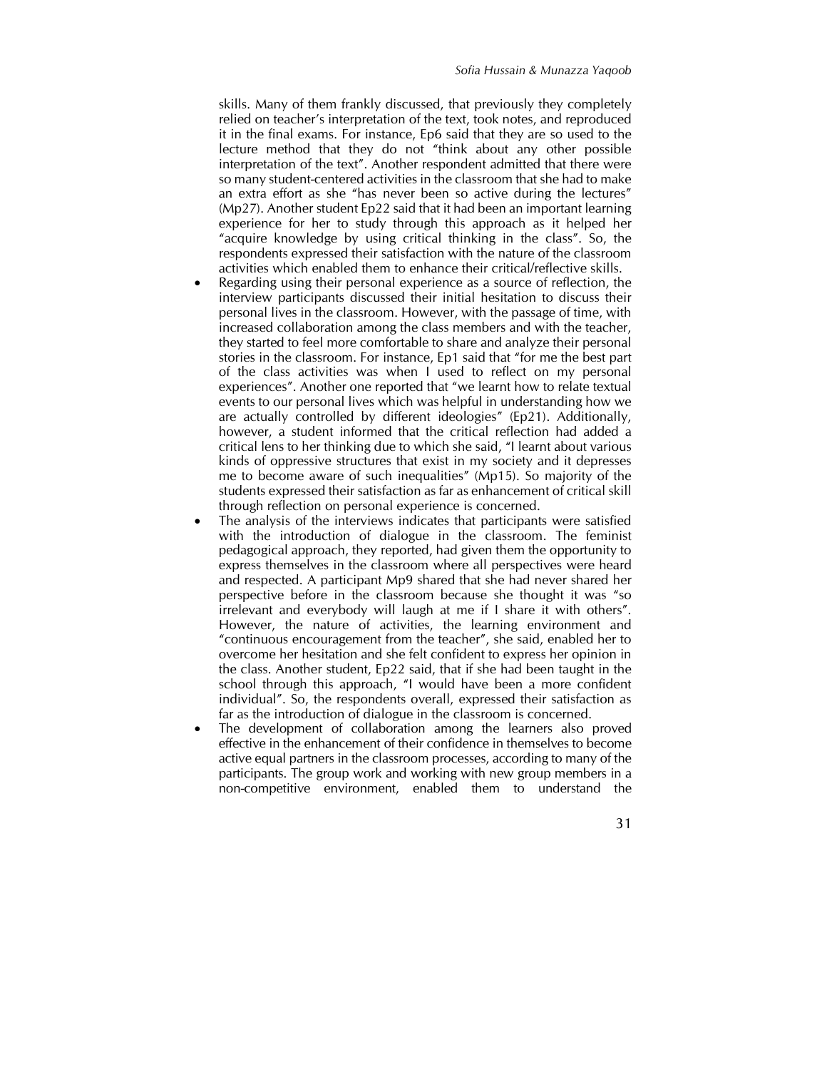skills. Many of them frankly discussed, that previously they completely relied on teacher's interpretation of the text, took notes, and reproduced it in the final exams. For instance, Ep6 said that they are so used to the lecture method that they do not "think about any other possible interpretation of the text". Another respondent admitted that there were so many student-centered activities in the classroom that she had to make an extra effort as she "has never been so active during the lectures" (Mp27). Another student Ep22 said that it had been an important learning experience for her to study through this approach as it helped her "acquire knowledge by using critical thinking in the class". So, the respondents expressed their satisfaction with the nature of the classroom activities which enabled them to enhance their critical/reflective skills.

- Regarding using their personal experience as a source of reflection, the interview participants discussed their initial hesitation to discuss their personal lives in the classroom. However, with the passage of time, with increased collaboration among the class members and with the teacher, they started to feel more comfortable to share and analyze their personal stories in the classroom. For instance, Ep1 said that "for me the best part of the class activities was when I used to reflect on my personal experiences". Another one reported that "we learnt how to relate textual events to our personal lives which was helpful in understanding how we are actually controlled by different ideologies" (Ep21). Additionally, however, a student informed that the critical reflection had added a critical lens to her thinking due to which she said, "I learnt about various kinds of oppressive structures that exist in my society and it depresses me to become aware of such inequalities" (Mp15). So majority of the students expressed their satisfaction as far as enhancement of critical skill through reflection on personal experience is concerned.
- The analysis of the interviews indicates that participants were satisfied with the introduction of dialogue in the classroom. The feminist pedagogical approach, they reported, had given them the opportunity to express themselves in the classroom where all perspectives were heard and respected. A participant Mp9 shared that she had never shared her perspective before in the classroom because she thought it was "so irrelevant and everybody will laugh at me if I share it with others". However, the nature of activities, the learning environment and "continuous encouragement from the teacher", she said, enabled her to overcome her hesitation and she felt confident to express her opinion in the class. Another student, Ep22 said, that if she had been taught in the school through this approach, "I would have been a more confident individual". So, the respondents overall, expressed their satisfaction as far as the introduction of dialogue in the classroom is concerned.
- The development of collaboration among the learners also proved effective in the enhancement of their confidence in themselves to become active equal partners in the classroom processes, according to many of the participants. The group work and working with new group members in a non-competitive environment, enabled them to understand the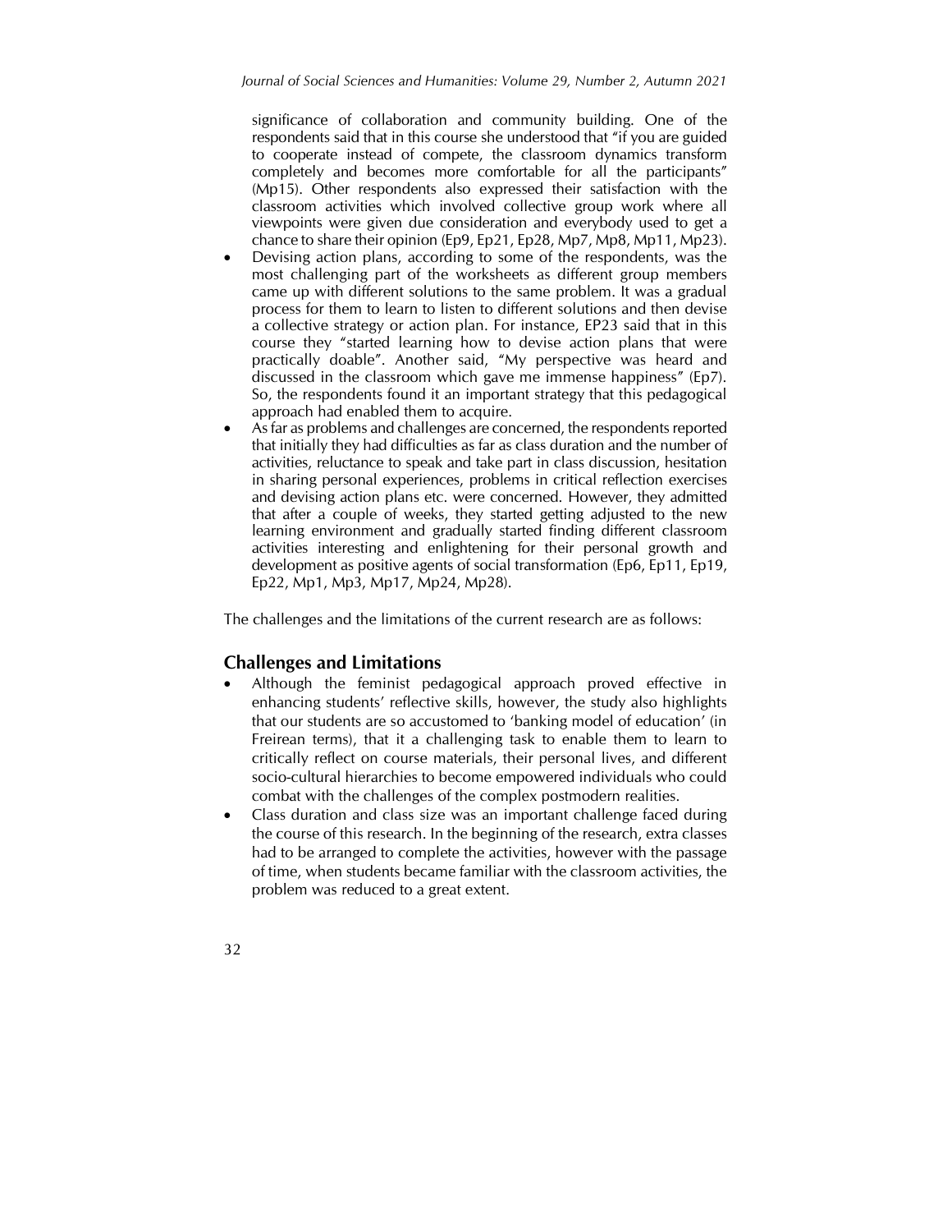significance of collaboration and community building. One of the respondents said that in this course she understood that "if you are guided to cooperate instead of compete, the classroom dynamics transform completely and becomes more comfortable for all the participants" (Mp15). Other respondents also expressed their satisfaction with the classroom activities which involved collective group work where all viewpoints were given due consideration and everybody used to get a chance to share their opinion (Ep9, Ep21, Ep28, Mp7, Mp8, Mp11, Mp23).

- Devising action plans, according to some of the respondents, was the most challenging part of the worksheets as different group members came up with different solutions to the same problem. It was a gradual process for them to learn to listen to different solutions and then devise a collective strategy or action plan. For instance, EP23 said that in this course they "started learning how to devise action plans that were practically doable". Another said, "My perspective was heard and discussed in the classroom which gave me immense happiness" (Ep7). So, the respondents found it an important strategy that this pedagogical approach had enabled them to acquire.
- As far as problems and challenges are concerned, the respondents reported that initially they had difficulties as far as class duration and the number of activities, reluctance to speak and take part in class discussion, hesitation in sharing personal experiences, problems in critical reflection exercises and devising action plans etc. were concerned. However, they admitted that after a couple of weeks, they started getting adjusted to the new learning environment and gradually started finding different classroom activities interesting and enlightening for their personal growth and development as positive agents of social transformation (Ep6, Ep11, Ep19, Ep22, Mp1, Mp3, Mp17, Mp24, Mp28).

The challenges and the limitations of the current research are as follows:

## Challenges and Limitations

- Although the feminist pedagogical approach proved effective in enhancing students' reflective skills, however, the study also highlights that our students are so accustomed to 'banking model of education' (in Freirean terms), that it a challenging task to enable them to learn to critically reflect on course materials, their personal lives, and different socio-cultural hierarchies to become empowered individuals who could combat with the challenges of the complex postmodern realities.
- Class duration and class size was an important challenge faced during the course of this research. In the beginning of the research, extra classes had to be arranged to complete the activities, however with the passage of time, when students became familiar with the classroom activities, the problem was reduced to a great extent.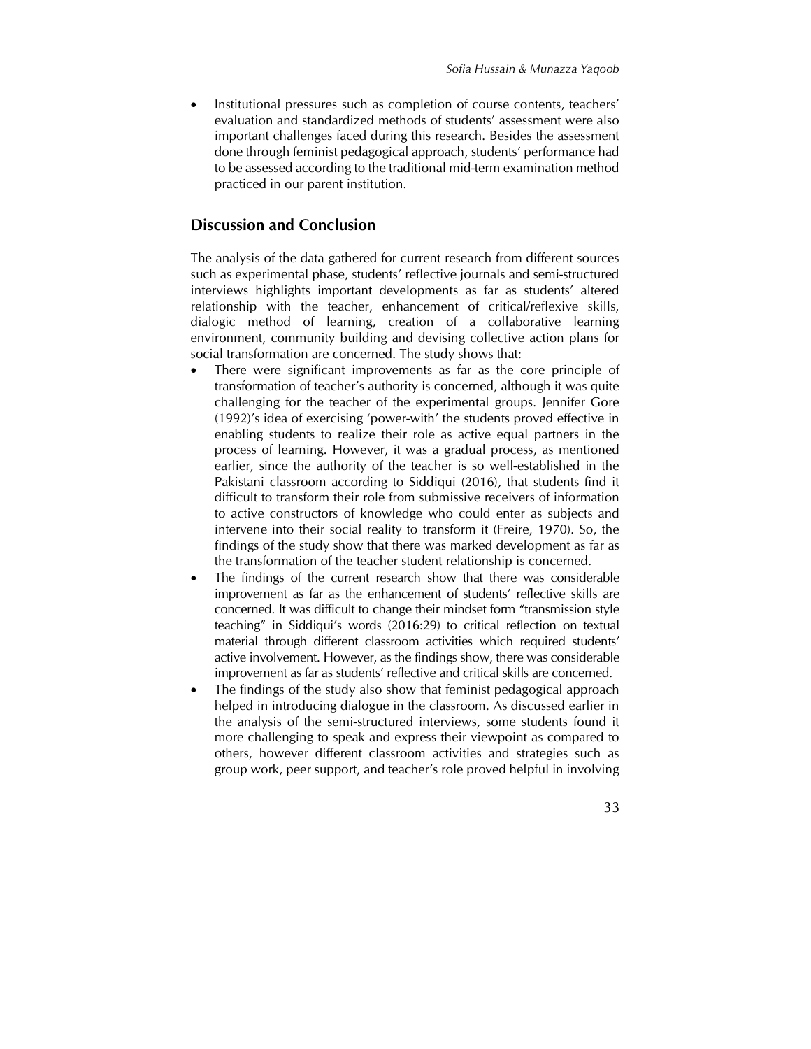- Institutional pressures such as completion of course contents, teachers' evaluation and standardized methods of students' assessment were also important challenges faced during this research. Besides the assessment done through feminist pedagogical approach, students' performance had to be assessed according to the traditional mid-term examination method practiced in our parent institution.

## Discussion and Conclusion

The analysis of the data gathered for current research from different sources such as experimental phase, students' reflective journals and semi-structured interviews highlights important developments as far as students' altered relationship with the teacher, enhancement of critical/reflexive skills, dialogic method of learning, creation of a collaborative learning environment, community building and devising collective action plans for social transformation are concerned. The study shows that:

- There were significant improvements as far as the core principle of transformation of teacher's authority is concerned, although it was quite challenging for the teacher of the experimental groups. Jennifer Gore (1992)'s idea of exercising 'power-with' the students proved effective in enabling students to realize their role as active equal partners in the process of learning. However, it was a gradual process, as mentioned earlier, since the authority of the teacher is so well-established in the Pakistani classroom according to Siddiqui (2016), that students find it difficult to transform their role from submissive receivers of information to active constructors of knowledge who could enter as subjects and intervene into their social reality to transform it (Freire, 1970). So, the findings of the study show that there was marked development as far as the transformation of the teacher student relationship is concerned.
- The findings of the current research show that there was considerable improvement as far as the enhancement of students' reflective skills are concerned. It was difficult to change their mindset form "transmission style teaching" in Siddiqui's words (2016:29) to critical reflection on textual material through different classroom activities which required students' active involvement. However, as the findings show, there was considerable improvement as far as students' reflective and critical skills are concerned.
- The findings of the study also show that feminist pedagogical approach helped in introducing dialogue in the classroom. As discussed earlier in the analysis of the semi-structured interviews, some students found it more challenging to speak and express their viewpoint as compared to others, however different classroom activities and strategies such as group work, peer support, and teacher's role proved helpful in involving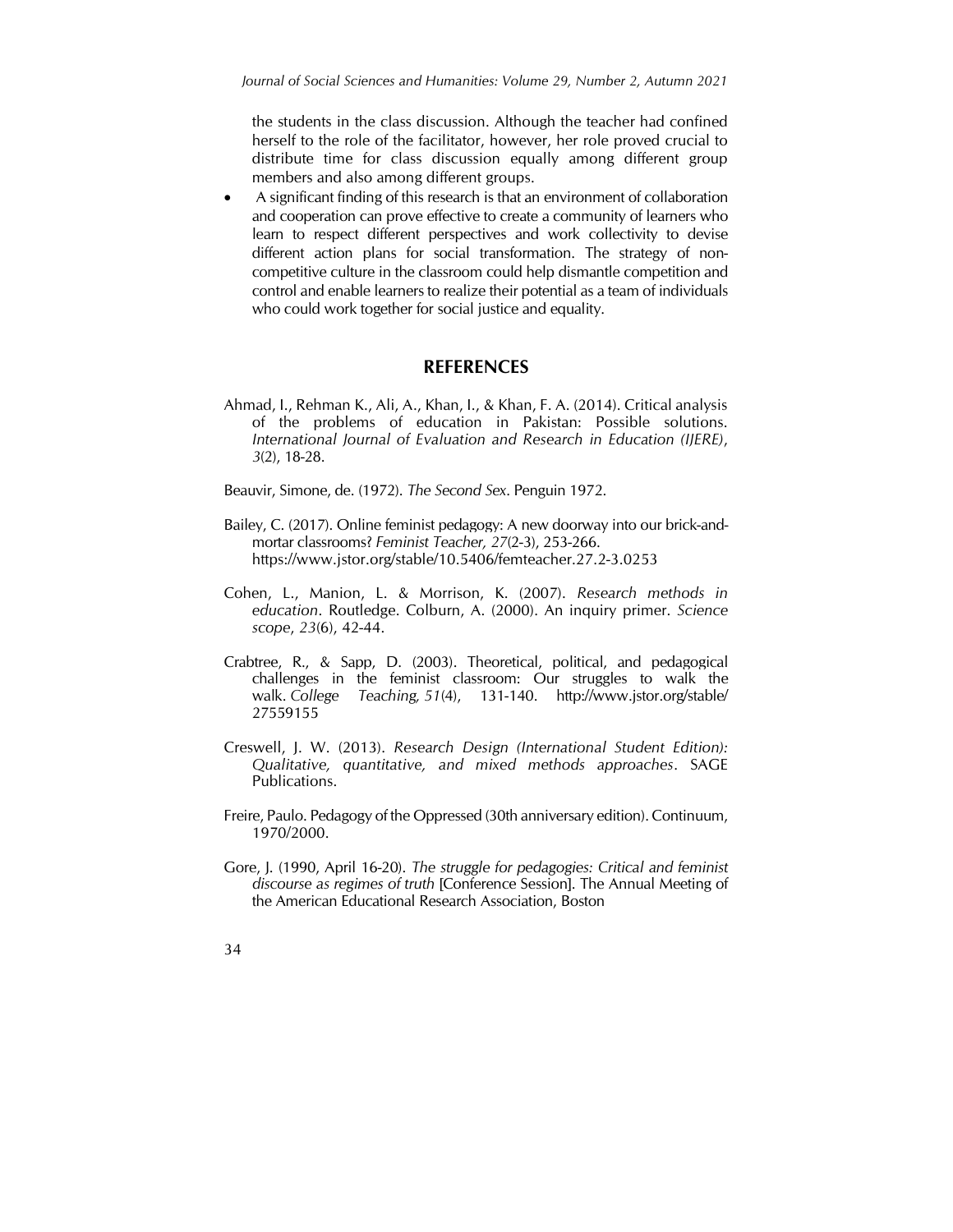the students in the class discussion. Although the teacher had confined herself to the role of the facilitator, however, her role proved crucial to distribute time for class discussion equally among different group members and also among different groups.

- A significant finding of this research is that an environment of collaboration and cooperation can prove effective to create a community of learners who learn to respect different perspectives and work collectivity to devise different action plans for social transformation. The strategy of non-competitive culture in the classroom could help dismantle competition and control and enable learners to realize their potential as a team of individuals who could work together for social justice and equality.

## REFERENCES

Ahmad, I., Rehman K., Ali, A., Khan, I., & Khan, F. A. (2014). Critical analysis of the problems of education in Pakistan: Possible solutions. *International Journal of Evaluation and Research in Education (IJERE)*, *3*(2), 18-28.

Beauvir, Simone, de. (1972). *The Second Sex*. Penguin 1972.

Bailey, C. (2017). Online feminist pedagogy: A new doorway into our brick-and-mortar classrooms? *Feminist Teacher, 27*(2-3), 253-266. https://www.jstor.org/stable/10.5406/femteacher.27.2-3.0253

Cohen, L., Manion, L. & Morrison, K. (2007). *Research methods in education*. Routledge. Colburn, A. (2000). An inquiry primer. *Science scope*, *23*(6), 42-44.

Crabtree, R., & Sapp, D. (2003). Theoretical, political, and pedagogical challenges in the feminist classroom: Our struggles to walk the walk. *College Teaching, 51*(4), 131-140. http://www.jstor.org/stable/27559155

Creswell, J. W. (2013). *Research Design (International Student Edition): Qualitative, quantitative, and mixed methods approaches*. SAGE Publications.

Freire, Paulo. Pedagogy of the Oppressed (30th anniversary edition). Continuum, 1970/2000.

Gore, J. (1990, April 16-20). *The struggle for pedagogies: Critical and feminist discourse as regimes of truth* [Conference Session]. The Annual Meeting of the American Educational Research Association, Boston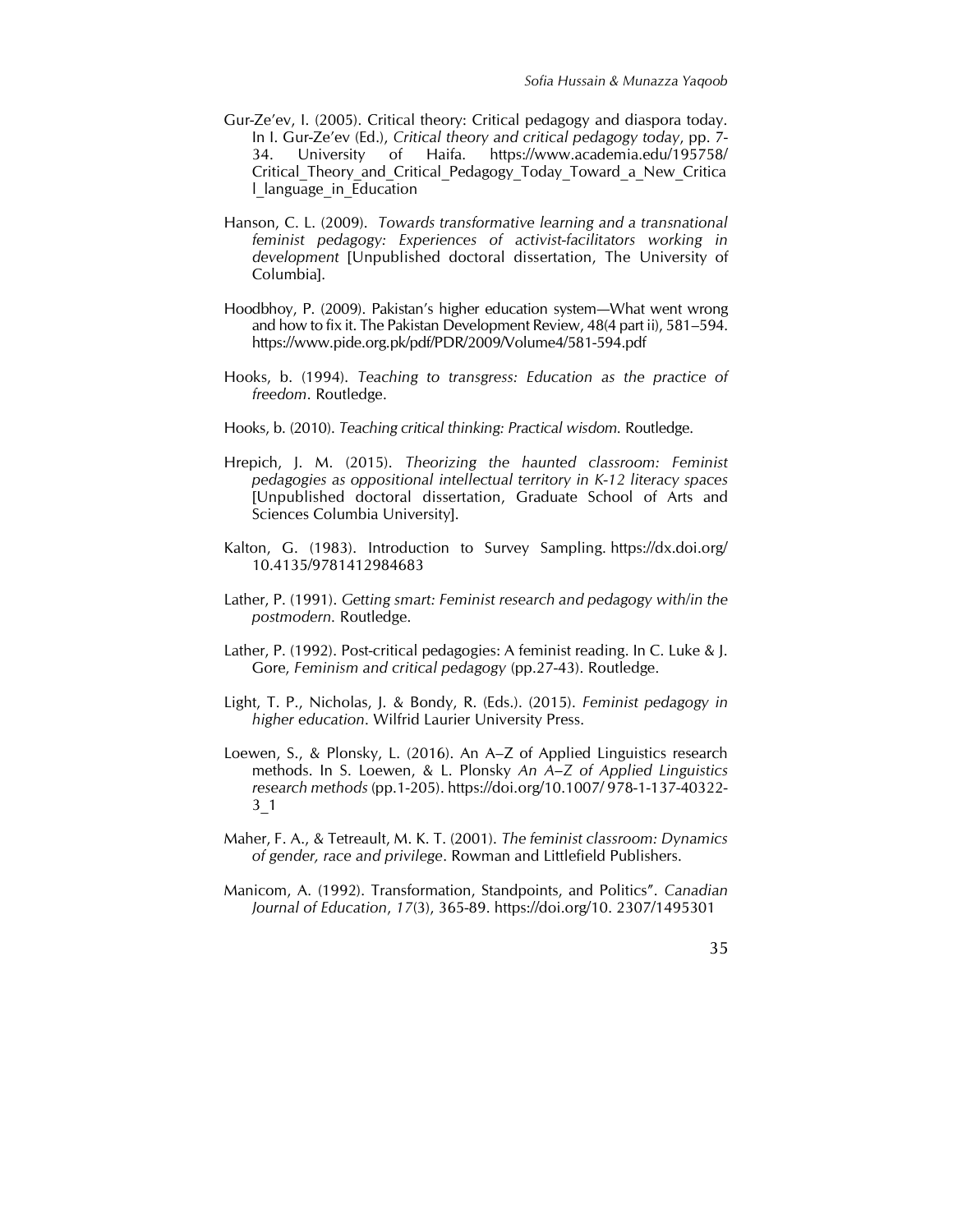Gur-Ze'ev, I. (2005). Critical theory: Critical pedagogy and diaspora today. In I. Gur-Ze'ev (Ed.), *Critical theory and critical pedagogy today*, pp. 7-34. University of Haifa. https://www.academia.edu/195758/Critical_Theory_and_Critical_Pedagogy_Today_Toward_a_New_Critical_language_in_Education

Hanson, C. L. (2009). *Towards transformative learning and a transnational feminist pedagogy: Experiences of activist-facilitators working in development* [Unpublished doctoral dissertation, The University of Columbia].

Hoodbhoy, P. (2009). Pakistan's higher education system—What went wrong and how to fix it. The Pakistan Development Review, 48(4 part ii), 581–594. https://www.pide.org.pk/pdf/PDR/2009/Volume4/581-594.pdf

Hooks, b. (1994). *Teaching to transgress: Education as the practice of freedom*. Routledge.

Hooks, b. (2010). *Teaching critical thinking: Practical wisdom.* Routledge.

Hrepich, J. M. (2015). *Theorizing the haunted classroom: Feminist pedagogies as oppositional intellectual territory in K-12 literacy spaces* [Unpublished doctoral dissertation, Graduate School of Arts and Sciences Columbia University].

Kalton, G. (1983). Introduction to Survey Sampling. https://dx.doi.org/10.4135/9781412984683

Lather, P. (1991). *Getting smart: Feminist research and pedagogy with/in the postmodern.* Routledge.

Lather, P. (1992). Post-critical pedagogies: A feminist reading. In C. Luke & J. Gore, *Feminism and critical pedagogy* (pp.27-43). Routledge.

Light, T. P., Nicholas, J. & Bondy, R. (Eds.). (2015). *Feminist pedagogy in higher education*. Wilfrid Laurier University Press.

Loewen, S., & Plonsky, L. (2016). An A–Z of Applied Linguistics research methods. In S. Loewen, & L. Plonsky *An A–Z of Applied Linguistics research methods* (pp.1-205). https://doi.org/10.1007/ 978-1-137-40322-3_1

Maher, F. A., & Tetreault, M. K. T. (2001). *The feminist classroom: Dynamics of gender, race and privilege*. Rowman and Littlefield Publishers.

Manicom, A. (1992). Transformation, Standpoints, and Politics". *Canadian Journal of Education*, *17*(3), 365-89. https://doi.org/10. 2307/1495301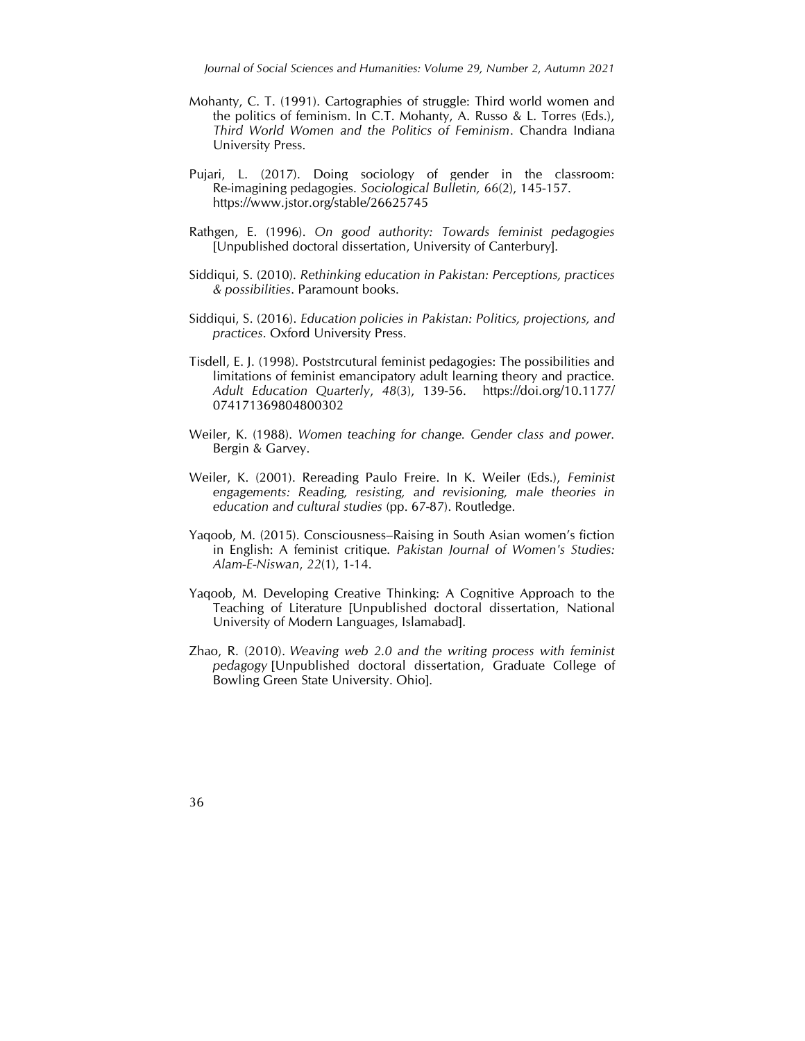Mohanty, C. T. (1991). Cartographies of struggle: Third world women and the politics of feminism. In C.T. Mohanty, A. Russo & L. Torres (Eds.), *Third World Women and the Politics of Feminism*. Chandra Indiana University Press.

Pujari, L. (2017). Doing sociology of gender in the classroom: Re-imagining pedagogies. *Sociological Bulletin, 66*(2), 145-157. https://www.jstor.org/stable/26625745

Rathgen, E. (1996). *On good authority: Towards feminist pedagogies* [Unpublished doctoral dissertation, University of Canterbury].

Siddiqui, S. (2010). *Rethinking education in Pakistan: Perceptions, practices & possibilities*. Paramount books.

Siddiqui, S. (2016). *Education policies in Pakistan: Politics, projections, and practices*. Oxford University Press.

Tisdell, E. J. (1998). Poststrcutural feminist pedagogies: The possibilities and limitations of feminist emancipatory adult learning theory and practice. *Adult Education Quarterly*, *48*(3), 139-56. https://doi.org/10.1177/074171369804800302

Weiler, K. (1988). *Women teaching for change. Gender class and power.* Bergin & Garvey.

Weiler, K. (2001). Rereading Paulo Freire. In K. Weiler (Eds.), *Feminist engagements: Reading, resisting, and revisioning, male theories in education and cultural studies* (pp. 67-87). Routledge.

Yaqoob, M. (2015). Consciousness–Raising in South Asian women's fiction in English: A feminist critique. *Pakistan Journal of Women's Studies: Alam-E-Niswan*, *22*(1), 1-14.

Yaqoob, M. Developing Creative Thinking: A Cognitive Approach to the Teaching of Literature [Unpublished doctoral dissertation, National University of Modern Languages, Islamabad].

Zhao, R. (2010). *Weaving web 2.0 and the writing process with feminist pedagogy* [Unpublished doctoral dissertation, Graduate College of Bowling Green State University. Ohio].